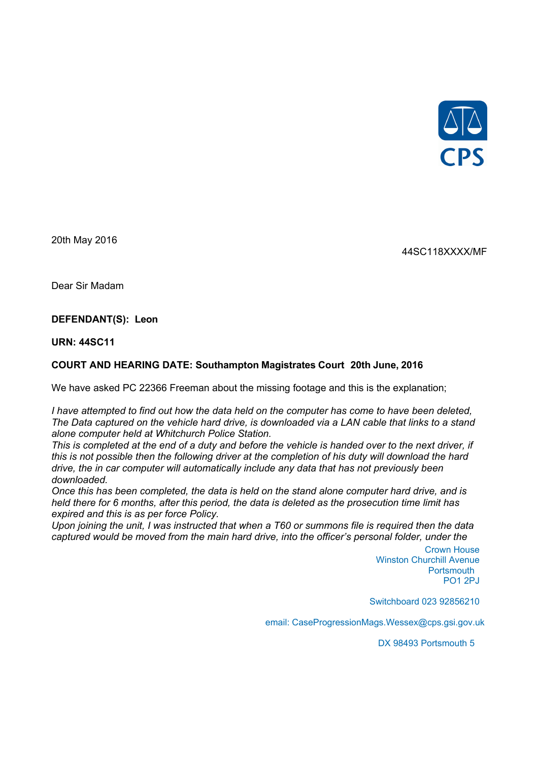CPS

20th May 2016

44SC118XXXX/MF

Dear Sir Madam

**DEFENDANT(S): Leon**

**URN: 44SC11**

**COURT AND HEARING DATE: Southampton Magistrates Court 20th June, 2016**

We have asked PC 22366 Freeman about the missing footage and this is the explanation;

*I have attempted to find out how the data held on the computer has come to have been deleted, The Data captured on the vehicle hard drive, is downloaded via a LAN cable that links to a stand alone computer held at Whitchurch Police Station.*
*This is completed at the end of a duty and before the vehicle is handed over to the next driver, if this is not possible then the following driver at the completion of his duty will download the hard drive, the in car computer will automatically include any data that has not previously been downloaded.*
*Once this has been completed, the data is held on the stand alone computer hard drive, and is held there for 6 months, after this period, the data is deleted as the prosecution time limit has expired and this is as per force Policy.*
*Upon joining the unit, I was instructed that when a T60 or summons file is required then the data captured would be moved from the main hard drive, into the officer's personal folder, under the*

Crown House
Winston Churchill Avenue
Portsmouth
PO1 2PJ

Switchboard 023 92856210

email: CaseProgressionMags.Wessex@cps.gsi.gov.uk

DX 98493 Portsmouth 5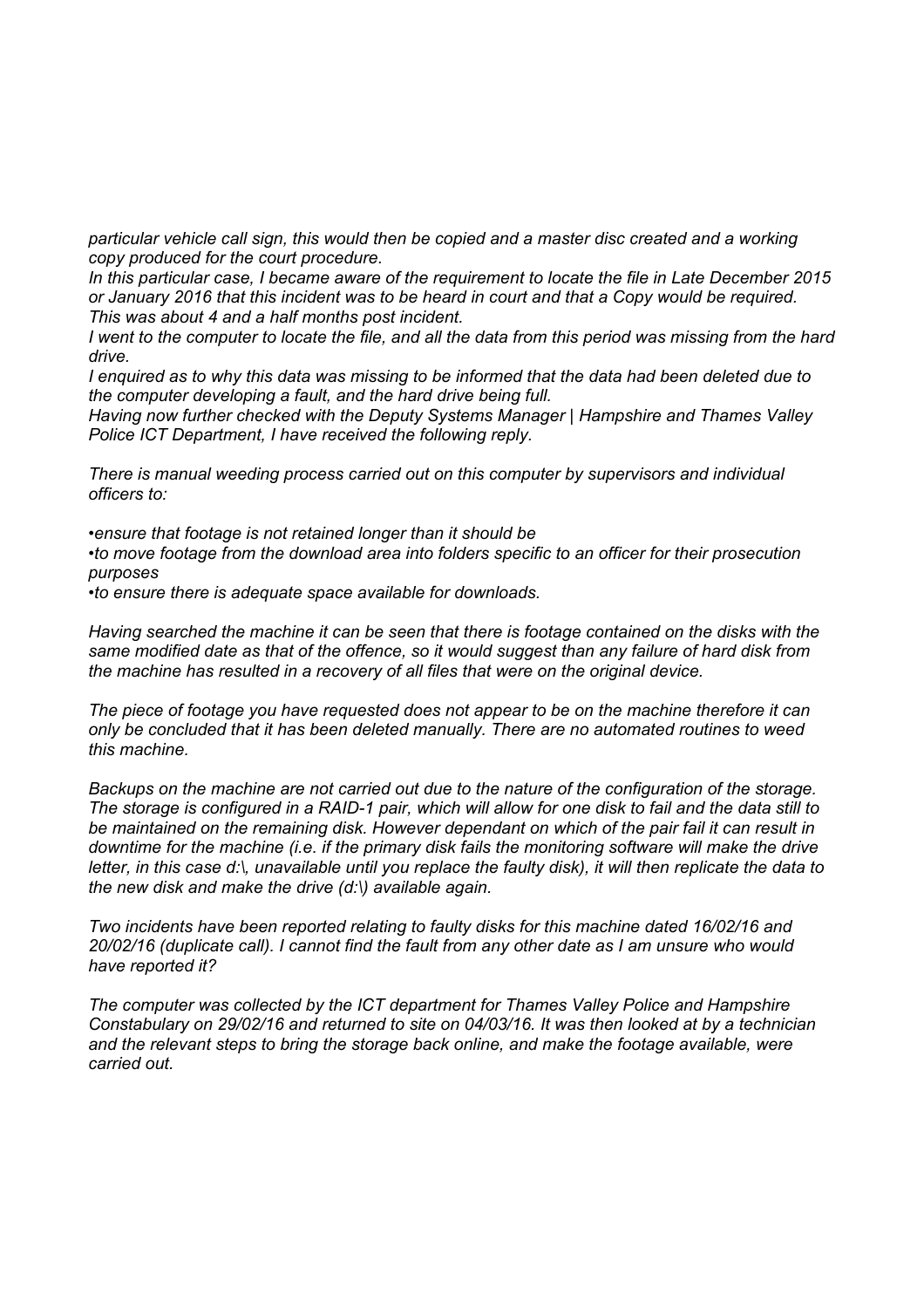*particular vehicle call sign, this would then be copied and a master disc created and a working copy produced for the court procedure.*

*In this particular case, I became aware of the requirement to locate the file in Late December 2015 or January 2016 that this incident was to be heard in court and that a Copy would be required. This was about 4 and a half months post incident.*

*I went to the computer to locate the file, and all the data from this period was missing from the hard drive.*

*I enquired as to why this data was missing to be informed that the data had been deleted due to the computer developing a fault, and the hard drive being full.*

*Having now further checked with the Deputy Systems Manager | Hampshire and Thames Valley Police ICT Department, I have received the following reply.*

*There is manual weeding process carried out on this computer by supervisors and individual officers to:*

- *ensure that footage is not retained longer than it should be*
- *to move footage from the download area into folders specific to an officer for their prosecution purposes*
- *to ensure there is adequate space available for downloads.*

*Having searched the machine it can be seen that there is footage contained on the disks with the same modified date as that of the offence, so it would suggest than any failure of hard disk from the machine has resulted in a recovery of all files that were on the original device.*

*The piece of footage you have requested does not appear to be on the machine therefore it can only be concluded that it has been deleted manually. There are no automated routines to weed this machine.*

*Backups on the machine are not carried out due to the nature of the configuration of the storage. The storage is configured in a RAID-1 pair, which will allow for one disk to fail and the data still to be maintained on the remaining disk. However dependant on which of the pair fail it can result in downtime for the machine (i.e. if the primary disk fails the monitoring software will make the drive letter, in this case d:\, unavailable until you replace the faulty disk), it will then replicate the data to the new disk and make the drive (d:\) available again.*

*Two incidents have been reported relating to faulty disks for this machine dated 16/02/16 and 20/02/16 (duplicate call). I cannot find the fault from any other date as I am unsure who would have reported it?*

*The computer was collected by the ICT department for Thames Valley Police and Hampshire Constabulary on 29/02/16 and returned to site on 04/03/16. It was then looked at by a technician and the relevant steps to bring the storage back online, and make the footage available, were carried out.*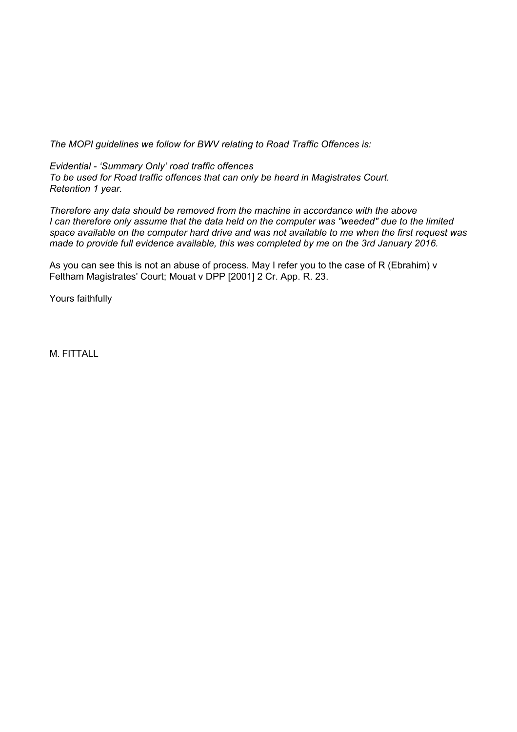*The MOPI guidelines we follow for BWV relating to Road Traffic Offences is:*

*Evidential - 'Summary Only' road traffic offences*
*To be used for Road traffic offences that can only be heard in Magistrates Court.*
*Retention 1 year.*

*Therefore any data should be removed from the machine in accordance with the above*
*I can therefore only assume that the data held on the computer was "weeded" due to the limited space available on the computer hard drive and was not available to me when the first request was made to provide full evidence available, this was completed by me on the 3rd January 2016.*

As you can see this is not an abuse of process. May I refer you to the case of R (Ebrahim) v Feltham Magistrates' Court; Mouat v DPP [2001] 2 Cr. App. R. 23.

Yours faithfully

M. FITTALL